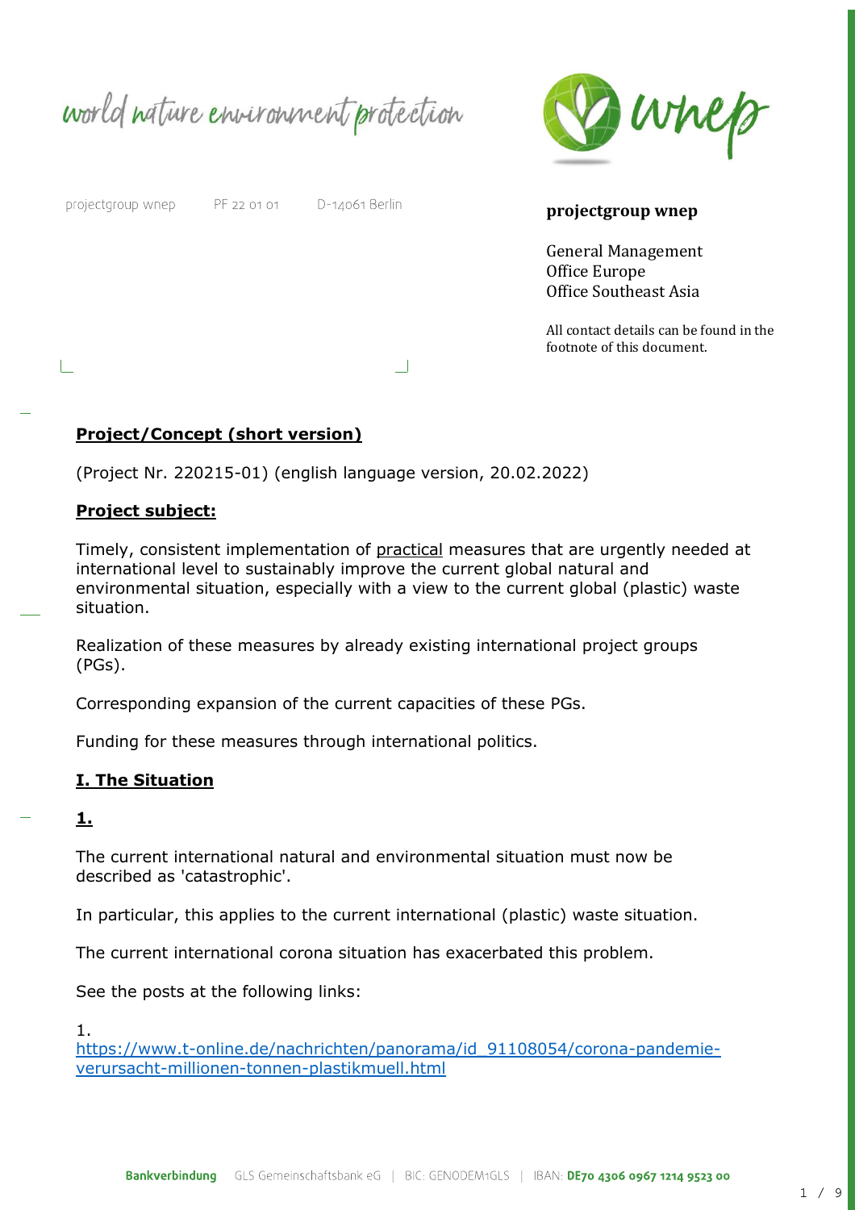world nature environment protection

wnep

projectgroup wnep    PF 22 01 01    D-14061 Berlin

**projectgroup wnep**

General Management
Office Europe
Office Southeast Asia

All contact details can be found in the footnote of this document.

## Project/Concept (short version)

(Project Nr. 220215-01) (english language version, 20.02.2022)

### Project subject:

Timely, consistent implementation of practical measures that are urgently needed at international level to sustainably improve the current global natural and environmental situation, especially with a view to the current global (plastic) waste situation.

Realization of these measures by already existing international project groups (PGs).

Corresponding expansion of the current capacities of these PGs.

Funding for these measures through international politics.

## I. The Situation

### 1.

The current international natural and environmental situation must now be described as 'catastrophic'.

In particular, this applies to the current international (plastic) waste situation.

The current international corona situation has exacerbated this problem.

See the posts at the following links:

1.
https://www.t-online.de/nachrichten/panorama/id_91108054/corona-pandemie-verursacht-millionen-tonnen-plastikmuell.html

Bankverbindung GLS Gemeinschaftsbank eG | BIC: GENODEM1GLS | IBAN: DE70 4306 0967 1214 9523 00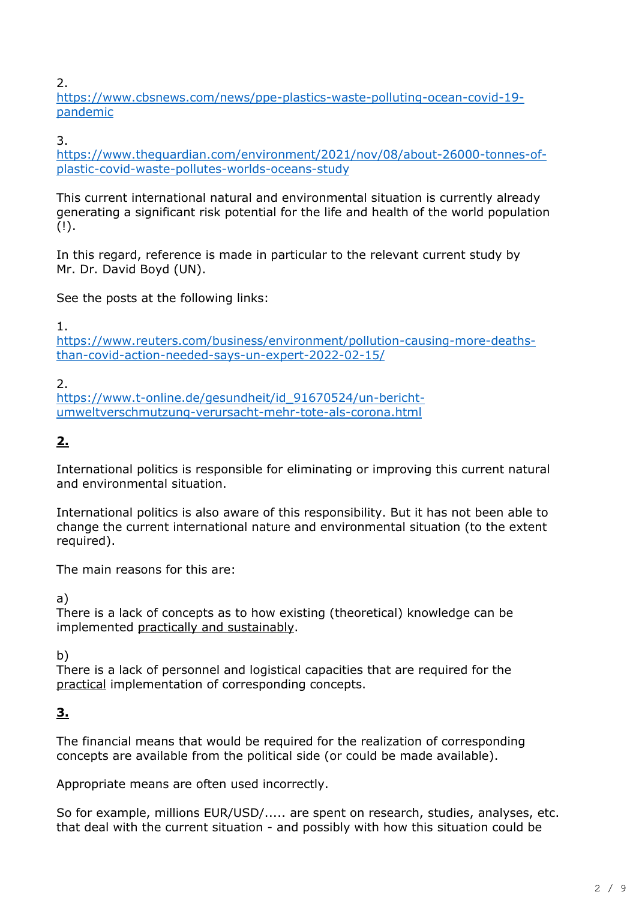2.
[https://www.cbsnews.com/news/ppe-plastics-waste-polluting-ocean-covid-19-pandemic](https://www.cbsnews.com/news/ppe-plastics-waste-polluting-ocean-covid-19-pandemic)

3.
[https://www.theguardian.com/environment/2021/nov/08/about-26000-tonnes-of-plastic-covid-waste-pollutes-worlds-oceans-study](https://www.theguardian.com/environment/2021/nov/08/about-26000-tonnes-of-plastic-covid-waste-pollutes-worlds-oceans-study)

This current international natural and environmental situation is currently already generating a significant risk potential for the life and health of the world population (!).

In this regard, reference is made in particular to the relevant current study by Mr. Dr. David Boyd (UN).

See the posts at the following links:

1.
[https://www.reuters.com/business/environment/pollution-causing-more-deaths-than-covid-action-needed-says-un-expert-2022-02-15/](https://www.reuters.com/business/environment/pollution-causing-more-deaths-than-covid-action-needed-says-un-expert-2022-02-15/)

2.
[https://www.t-online.de/gesundheit/id_91670524/un-bericht-umweltverschmutzung-verursacht-mehr-tote-als-corona.html](https://www.t-online.de/gesundheit/id_91670524/un-bericht-umweltverschmutzung-verursacht-mehr-tote-als-corona.html)

**2.**

International politics is responsible for eliminating or improving this current natural and environmental situation.

International politics is also aware of this responsibility. But it has not been able to change the current international nature and environmental situation (to the extent required).

The main reasons for this are:

a)
There is a lack of concepts as to how existing (theoretical) knowledge can be implemented practically and sustainably.

b)
There is a lack of personnel and logistical capacities that are required for the practical implementation of corresponding concepts.

**3.**

The financial means that would be required for the realization of corresponding concepts are available from the political side (or could be made available).

Appropriate means are often used incorrectly.

So for example, millions EUR/USD/..... are spent on research, studies, analyses, etc. that deal with the current situation - and possibly with how this situation could be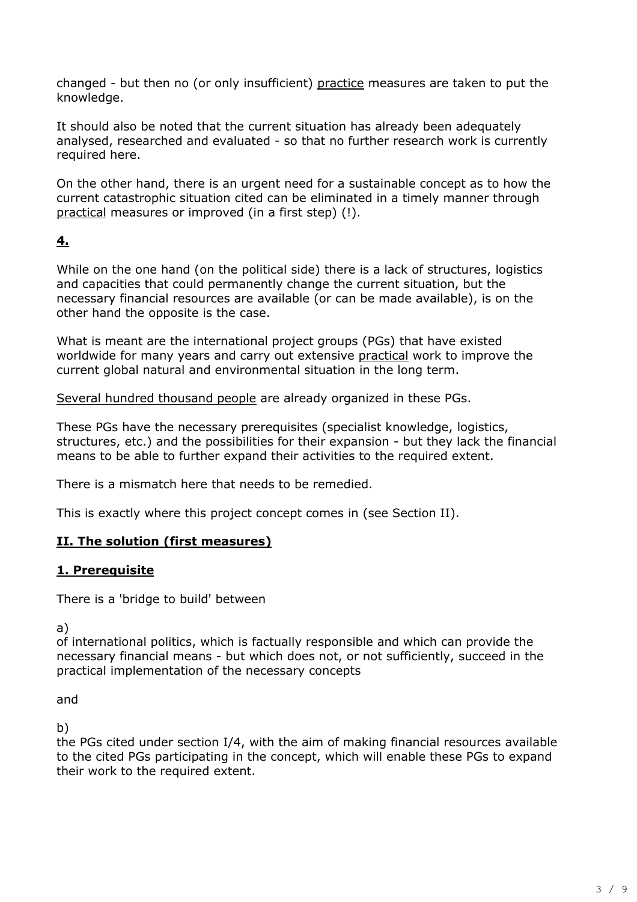changed - but then no (or only insufficient) <u>practice</u> measures are taken to put the knowledge.

It should also be noted that the current situation has already been adequately analysed, researched and evaluated - so that no further research work is currently required here.

On the other hand, there is an urgent need for a sustainable concept as to how the current catastrophic situation cited can be eliminated in a timely manner through <u>practical</u> measures or improved (in a first step) (!).

**<u>4.</u>**

While on the one hand (on the political side) there is a lack of structures, logistics and capacities that could permanently change the current situation, but the necessary financial resources are available (or can be made available), is on the other hand the opposite is the case.

What is meant are the international project groups (PGs) that have existed worldwide for many years and carry out extensive <u>practical</u> work to improve the current global natural and environmental situation in the long term.

<u>Several hundred thousand people</u> are already organized in these PGs.

These PGs have the necessary prerequisites (specialist knowledge, logistics, structures, etc.) and the possibilities for their expansion - but they lack the financial means to be able to further expand their activities to the required extent.

There is a mismatch here that needs to be remedied.

This is exactly where this project concept comes in (see Section II).

## **<u>II. The solution (first measures)</u>**

### **<u>1. Prerequisite</u>**

There is a 'bridge to build' between

a)
of international politics, which is factually responsible and which can provide the necessary financial means - but which does not, or not sufficiently, succeed in the practical implementation of the necessary concepts

and

b)
the PGs cited under section I/4, with the aim of making financial resources available to the cited PGs participating in the concept, which will enable these PGs to expand their work to the required extent.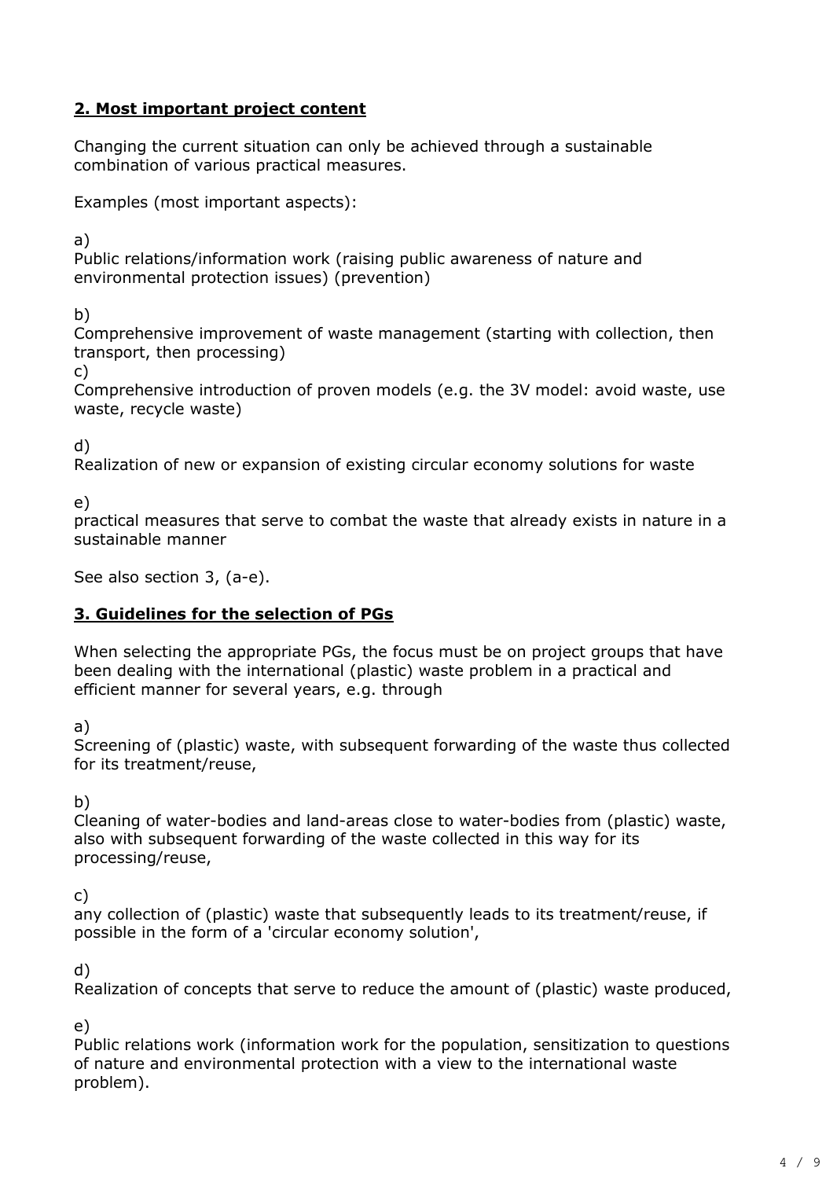## 2. Most important project content

Changing the current situation can only be achieved through a sustainable combination of various practical measures.

Examples (most important aspects):

a)
Public relations/information work (raising public awareness of nature and environmental protection issues) (prevention)

b)
Comprehensive improvement of waste management (starting with collection, then transport, then processing)

c)
Comprehensive introduction of proven models (e.g. the 3V model: avoid waste, use waste, recycle waste)

d)
Realization of new or expansion of existing circular economy solutions for waste

e)
practical measures that serve to combat the waste that already exists in nature in a sustainable manner

See also section 3, (a-e).

## 3. Guidelines for the selection of PGs

When selecting the appropriate PGs, the focus must be on project groups that have been dealing with the international (plastic) waste problem in a practical and efficient manner for several years, e.g. through

a)
Screening of (plastic) waste, with subsequent forwarding of the waste thus collected for its treatment/reuse,

b)
Cleaning of water-bodies and land-areas close to water-bodies from (plastic) waste, also with subsequent forwarding of the waste collected in this way for its processing/reuse,

c)
any collection of (plastic) waste that subsequently leads to its treatment/reuse, if possible in the form of a 'circular economy solution',

d)
Realization of concepts that serve to reduce the amount of (plastic) waste produced,

e)
Public relations work (information work for the population, sensitization to questions of nature and environmental protection with a view to the international waste problem).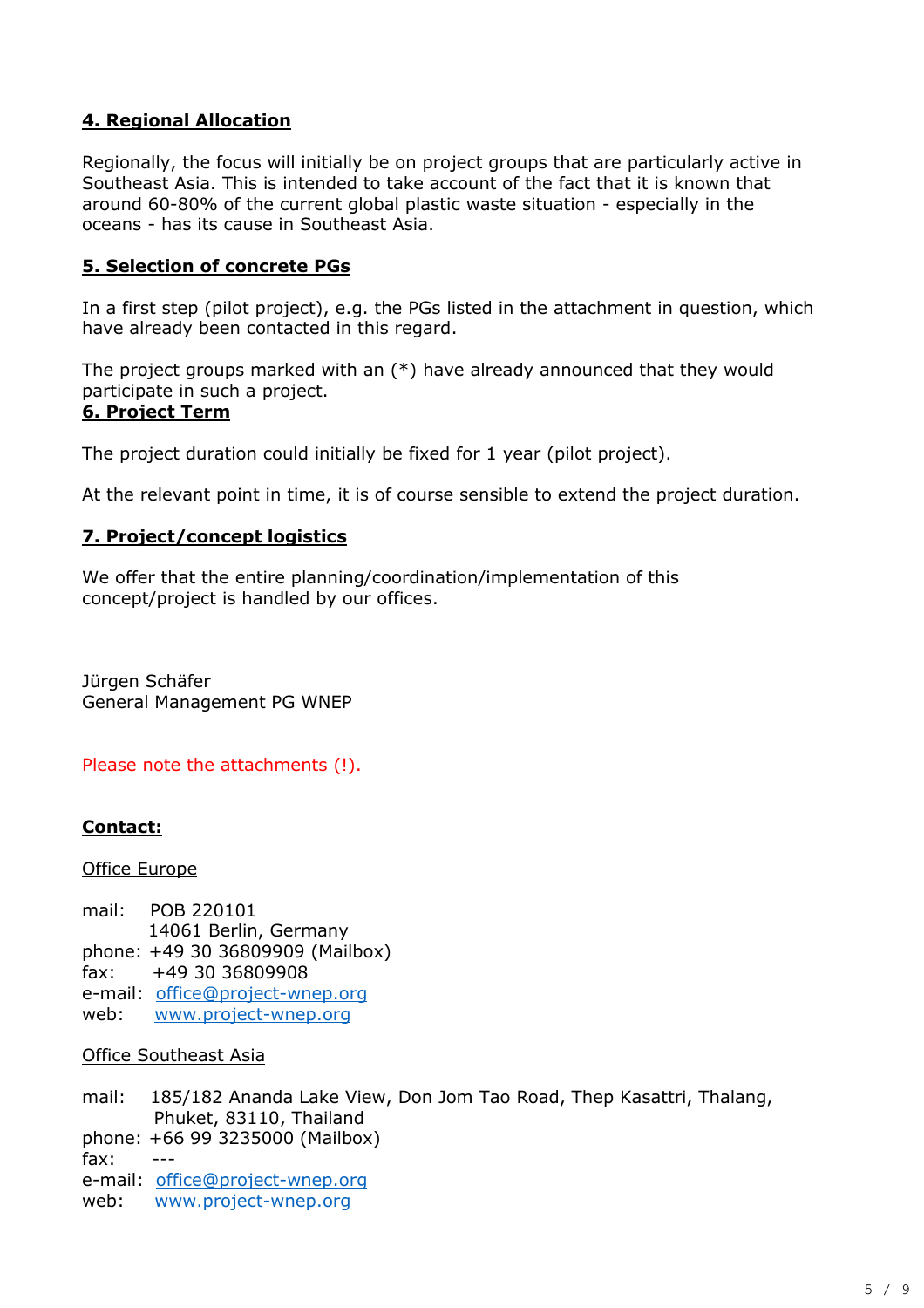## 4. Regional Allocation

Regionally, the focus will initially be on project groups that are particularly active in Southeast Asia. This is intended to take account of the fact that it is known that around 60-80% of the current global plastic waste situation - especially in the oceans - has its cause in Southeast Asia.

## 5. Selection of concrete PGs

In a first step (pilot project), e.g. the PGs listed in the attachment in question, which have already been contacted in this regard.

The project groups marked with an (*) have already announced that they would participate in such a project.

## 6. Project Term

The project duration could initially be fixed for 1 year (pilot project).

At the relevant point in time, it is of course sensible to extend the project duration.

## 7. Project/concept logistics

We offer that the entire planning/coordination/implementation of this concept/project is handled by our offices.

Jürgen Schäfer
General Management PG WNEP

Please note the attachments (!).

## Contact:

Office Europe

mail: POB 220101
14061 Berlin, Germany
phone: +49 30 36809909 (Mailbox)
fax: +49 30 36809908
e-mail: office@project-wnep.org
web: www.project-wnep.org

Office Southeast Asia

mail: 185/182 Ananda Lake View, Don Jom Tao Road, Thep Kasattri, Thalang, Phuket, 83110, Thailand
phone: +66 99 3235000 (Mailbox)
fax: ---
e-mail: office@project-wnep.org
web: www.project-wnep.org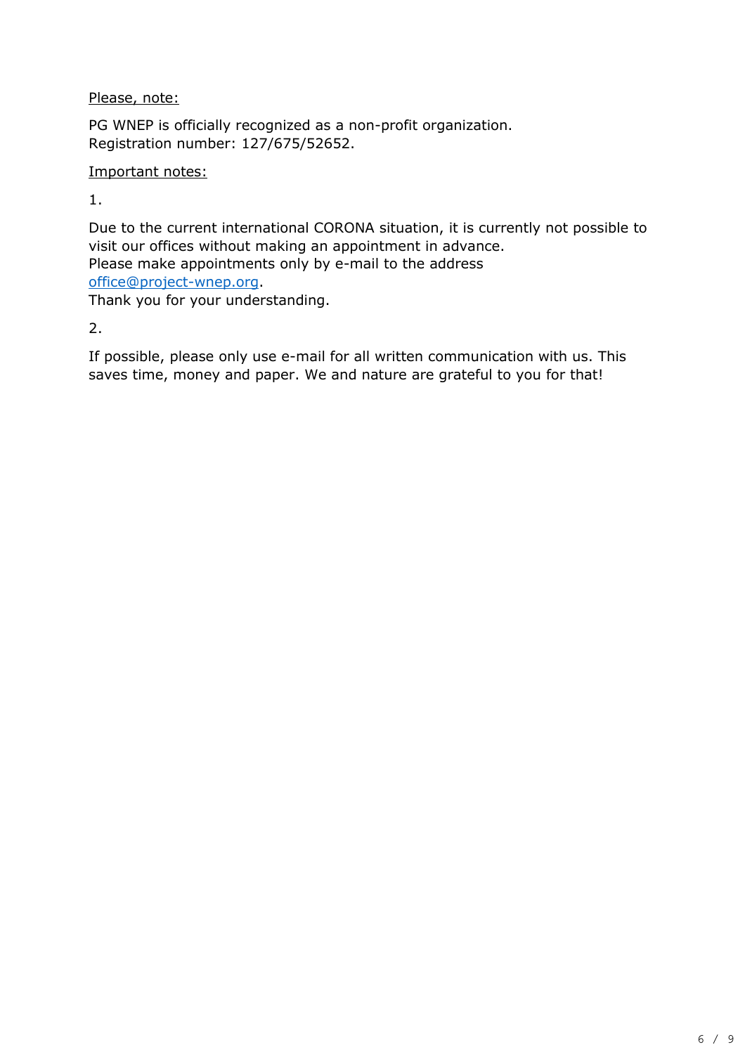Please, note:

PG WNEP is officially recognized as a non-profit organization.
Registration number: 127/675/52652.

Important notes:

1.

Due to the current international CORONA situation, it is currently not possible to visit our offices without making an appointment in advance.
Please make appointments only by e-mail to the address office@project-wnep.org.
Thank you for your understanding.

2.

If possible, please only use e-mail for all written communication with us. This saves time, money and paper. We and nature are grateful to you for that!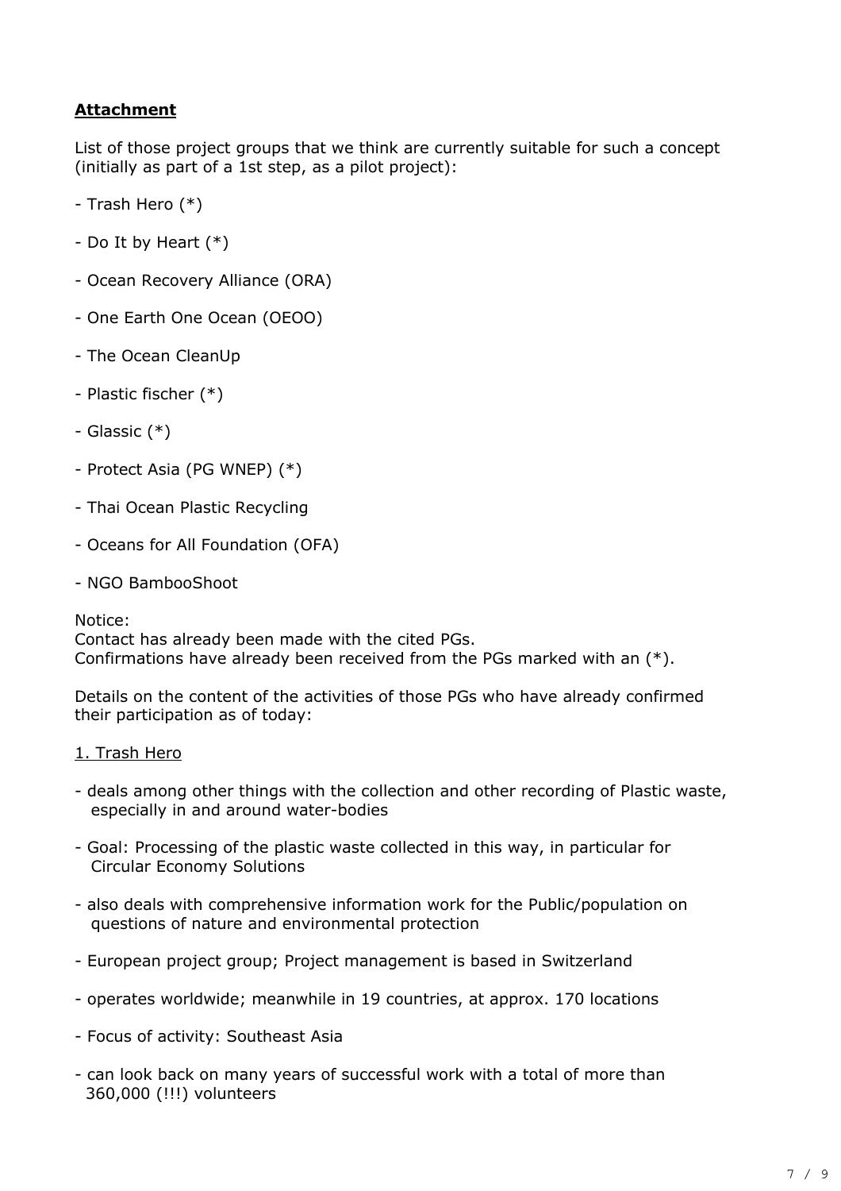**Attachment**

List of those project groups that we think are currently suitable for such a concept (initially as part of a 1st step, as a pilot project):

- Trash Hero (*)
- Do It by Heart (*)
- Ocean Recovery Alliance (ORA)
- One Earth One Ocean (OEOO)
- The Ocean CleanUp
- Plastic fischer (*)
- Glassic (*)
- Protect Asia (PG WNEP) (*)
- Thai Ocean Plastic Recycling
- Oceans for All Foundation (OFA)
- NGO BambooShoot

Notice:
Contact has already been made with the cited PGs.
Confirmations have already been received from the PGs marked with an (*).

Details on the content of the activities of those PGs who have already confirmed their participation as of today:

1. Trash Hero

- deals among other things with the collection and other recording of Plastic waste, especially in and around water-bodies
- Goal: Processing of the plastic waste collected in this way, in particular for Circular Economy Solutions
- also deals with comprehensive information work for the Public/population on questions of nature and environmental protection
- European project group; Project management is based in Switzerland
- operates worldwide; meanwhile in 19 countries, at approx. 170 locations
- Focus of activity: Southeast Asia
- can look back on many years of successful work with a total of more than 360,000 (!!!) volunteers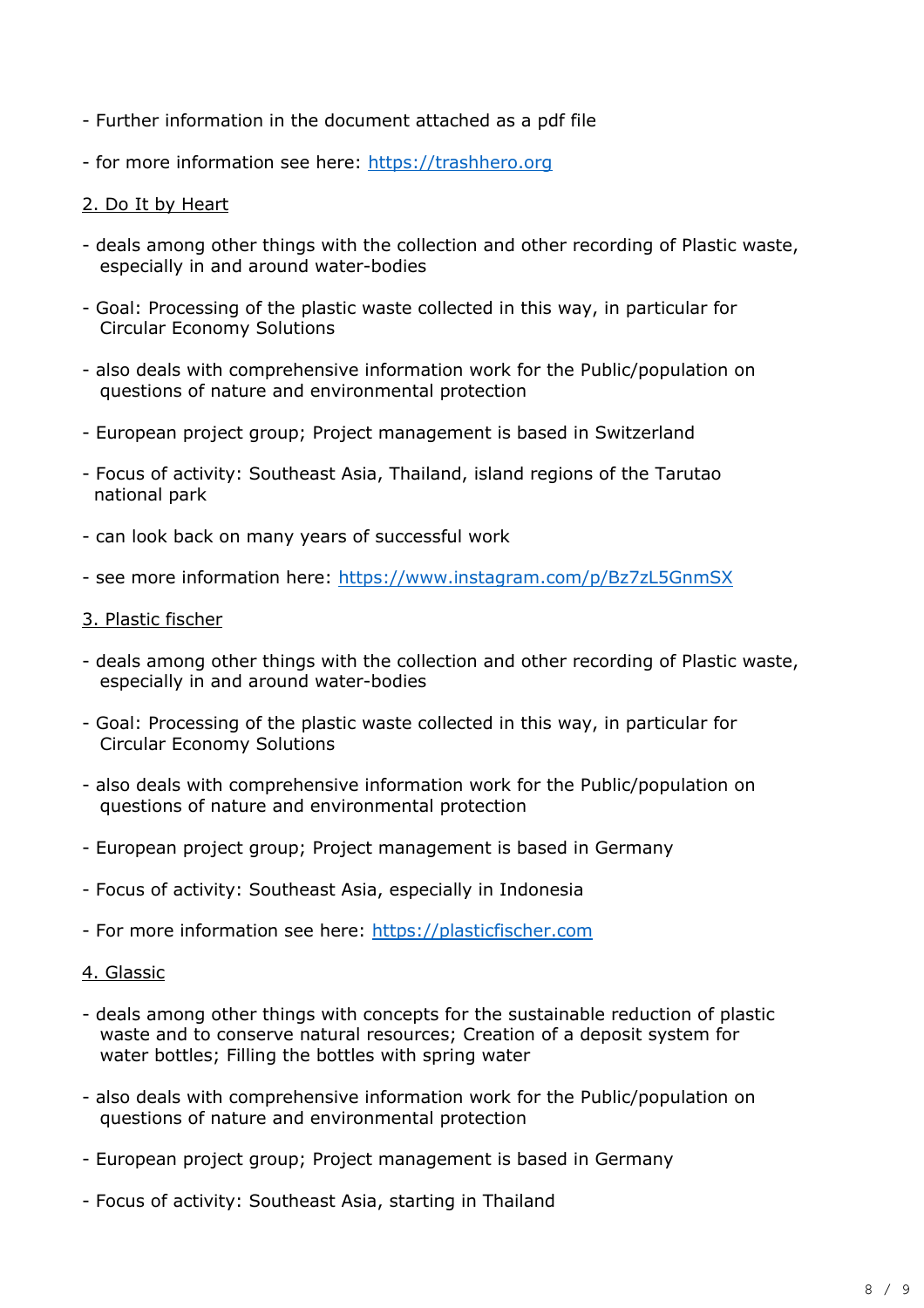- Further information in the document attached as a pdf file

- for more information see here: [https://trashhero.org](https://trashhero.org)

## 2. Do It by Heart

- deals among other things with the collection and other recording of Plastic waste, especially in and around water-bodies

- Goal: Processing of the plastic waste collected in this way, in particular for Circular Economy Solutions

- also deals with comprehensive information work for the Public/population on questions of nature and environmental protection

- European project group; Project management is based in Switzerland

- Focus of activity: Southeast Asia, Thailand, island regions of the Tarutao national park

- can look back on many years of successful work

- see more information here: [https://www.instagram.com/p/Bz7zL5GnmSX](https://www.instagram.com/p/Bz7zL5GnmSX)

## 3. Plastic fischer

- deals among other things with the collection and other recording of Plastic waste, especially in and around water-bodies

- Goal: Processing of the plastic waste collected in this way, in particular for Circular Economy Solutions

- also deals with comprehensive information work for the Public/population on questions of nature and environmental protection

- European project group; Project management is based in Germany

- Focus of activity: Southeast Asia, especially in Indonesia

- For more information see here: [https://plasticfischer.com](https://plasticfischer.com)

## 4. Glassic

- deals among other things with concepts for the sustainable reduction of plastic waste and to conserve natural resources; Creation of a deposit system for water bottles; Filling the bottles with spring water

- also deals with comprehensive information work for the Public/population on questions of nature and environmental protection

- European project group; Project management is based in Germany

- Focus of activity: Southeast Asia, starting in Thailand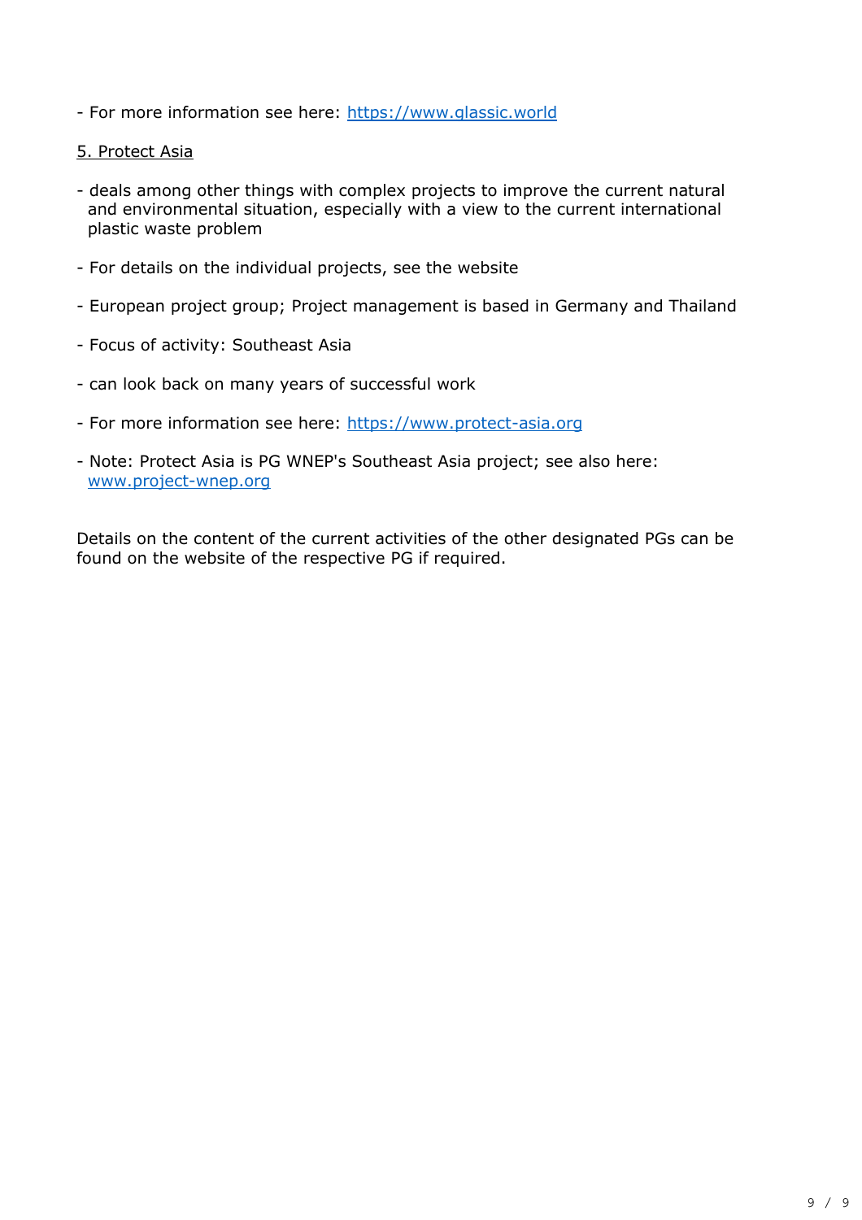- For more information see here: https://www.glassic.world

5. Protect Asia

- deals among other things with complex projects to improve the current natural and environmental situation, especially with a view to the current international plastic waste problem

- For details on the individual projects, see the website

- European project group; Project management is based in Germany and Thailand

- Focus of activity: Southeast Asia

- can look back on many years of successful work

- For more information see here: https://www.protect-asia.org

- Note: Protect Asia is PG WNEP's Southeast Asia project; see also here: www.project-wnep.org

Details on the content of the current activities of the other designated PGs can be found on the website of the respective PG if required.